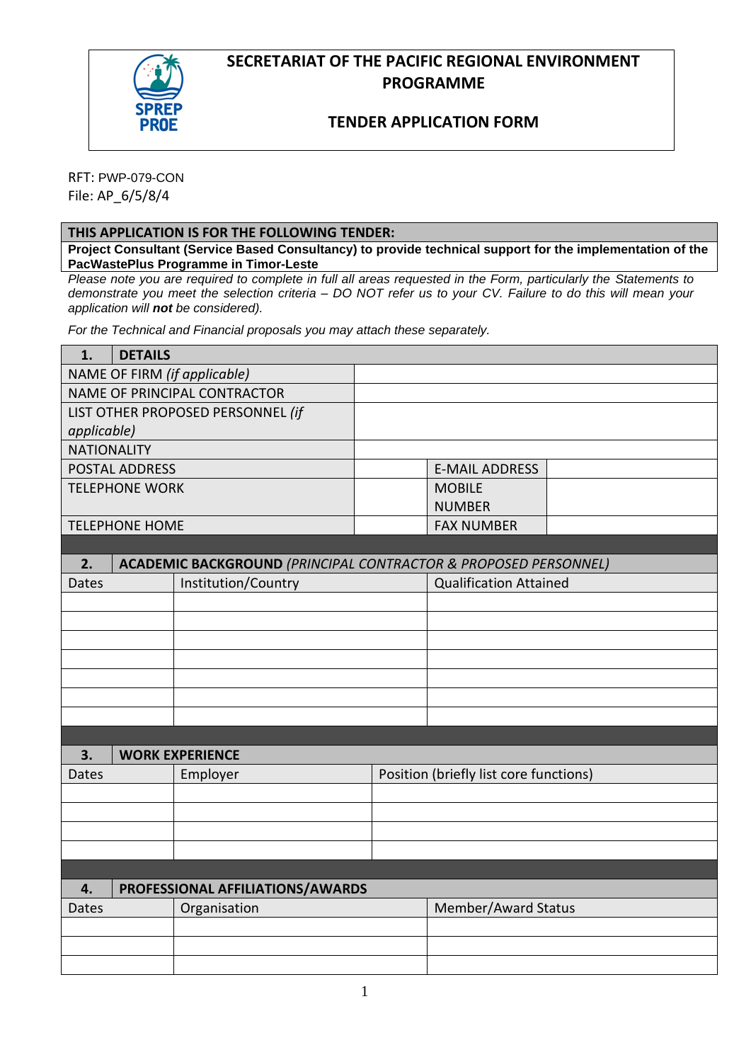# SECRETARIAT OF THE PACIFIC REGIONAL ENVIRONMENT PROGRAMME

## TENDER APPLICATION FORM

RFT: PWP-079-CON
File: AP_6/5/8/4

| THIS APPLICATION IS FOR THE FOLLOWING TENDER: |
|---|
| **Project Consultant (Service Based Consultancy) to provide technical support for the implementation of the PacWastePlus Programme in Timor-Leste** |

*Please note you are required to complete in full all areas requested in the Form, particularly the Statements to demonstrate you meet the selection criteria – DO NOT refer us to your CV. Failure to do this will mean your application will **not** be considered).*

*For the Technical and Financial proposals you may attach these separately.*

| **1. DETAILS** | | | |
|---|---|---|---|
| NAME OF FIRM *(if applicable)* | | | |
| NAME OF PRINCIPAL CONTRACTOR | | | |
| LIST OTHER PROPOSED PERSONNEL *(if applicable)* | | | |
| NATIONALITY | | | |
| POSTAL ADDRESS | | E-MAIL ADDRESS | |
| TELEPHONE WORK | | MOBILE NUMBER | |
| TELEPHONE HOME | | FAX NUMBER | |

| **2. ACADEMIC BACKGROUND** *(PRINCIPAL CONTRACTOR & PROPOSED PERSONNEL)* | | |
|---|---|---|
| Dates | Institution/Country | Qualification Attained |
| | | |
| | | |
| | | |
| | | |
| | | |
| | | |
| | | |

| **3. WORK EXPERIENCE** | | |
|---|---|---|
| Dates | Employer | Position (briefly list core functions) |
| | | |
| | | |
| | | |
| | | |

| **4. PROFESSIONAL AFFILIATIONS/AWARDS** | | |
|---|---|---|
| Dates | Organisation | Member/Award Status |
| | | |
| | | |
| | | |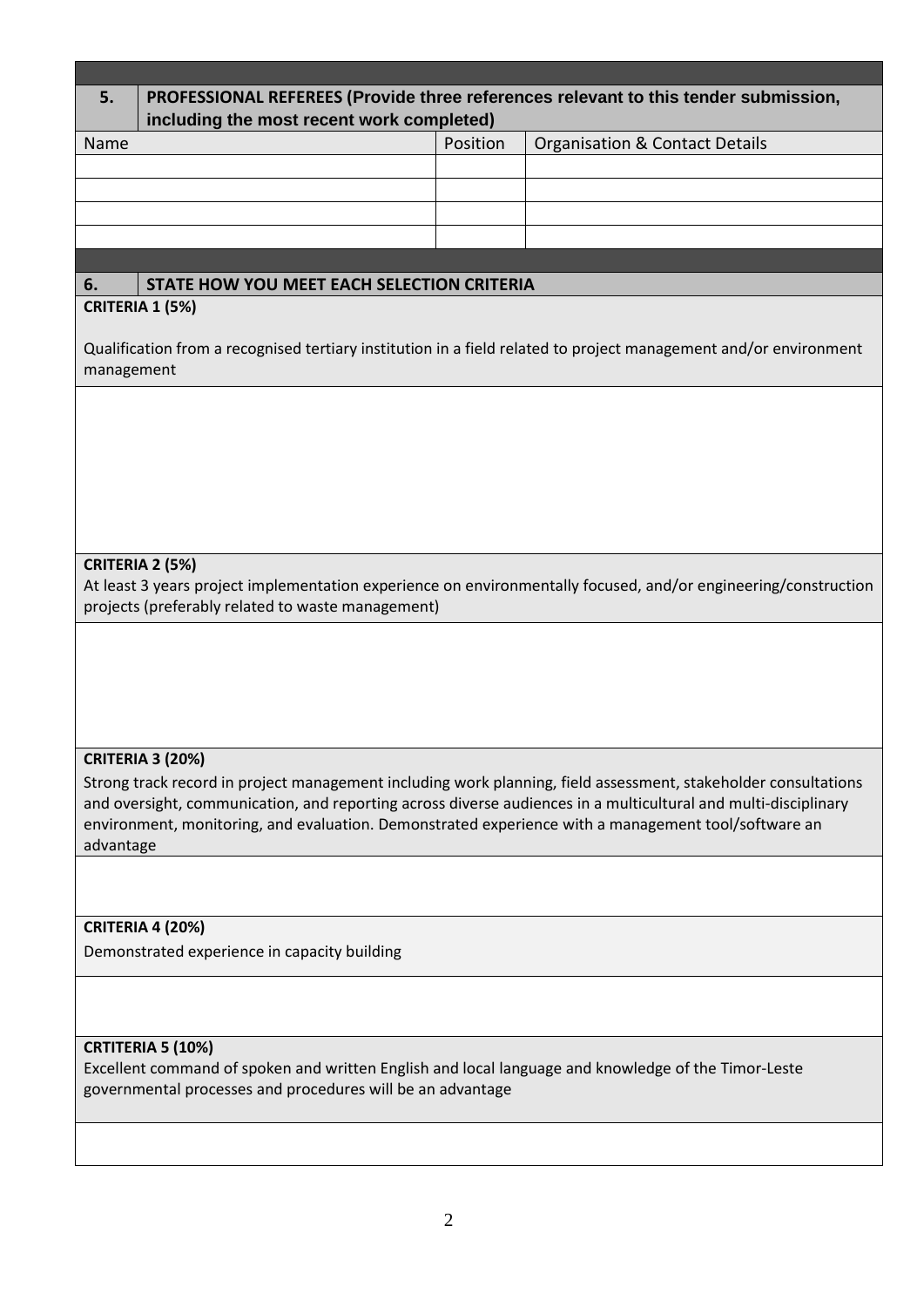## 5. PROFESSIONAL REFEREES (Provide three references relevant to this tender submission, including the most recent work completed)

| Name | Position | Organisation & Contact Details |
|---|---|---|
| | | |
| | | |
| | | |
| | | |

## 6. STATE HOW YOU MEET EACH SELECTION CRITERIA

**CRITERIA 1 (5%)**

Qualification from a recognised tertiary institution in a field related to project management and/or environment management

**CRITERIA 2 (5%)**

At least 3 years project implementation experience on environmentally focused, and/or engineering/construction projects (preferably related to waste management)

**CRITERIA 3 (20%)**

Strong track record in project management including work planning, field assessment, stakeholder consultations and oversight, communication, and reporting across diverse audiences in a multicultural and multi-disciplinary environment, monitoring, and evaluation. Demonstrated experience with a management tool/software an advantage

**CRITERIA 4 (20%)**

Demonstrated experience in capacity building

**CRTITERIA 5 (10%)**

Excellent command of spoken and written English and local language and knowledge of the Timor-Leste governmental processes and procedures will be an advantage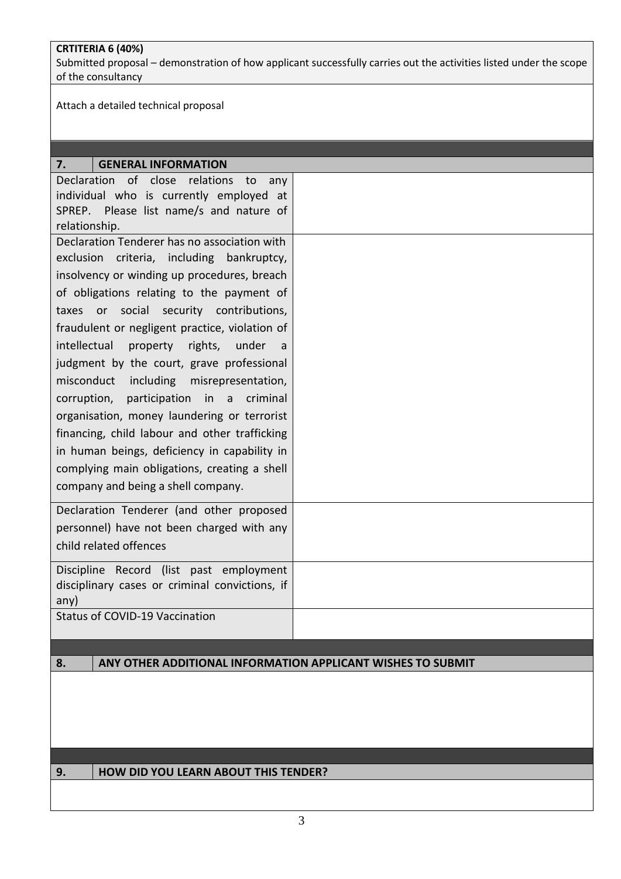**CRTITERIA 6 (40%)**
Submitted proposal – demonstration of how applicant successfully carries out the activities listed under the scope of the consultancy

Attach a detailed technical proposal

| 7. | GENERAL INFORMATION |
|---|---|
| Declaration of close relations to any individual who is currently employed at SPREP. Please list name/s and nature of relationship. | |
| Declaration Tenderer has no association with exclusion criteria, including bankruptcy, insolvency or winding up procedures, breach of obligations relating to the payment of taxes or social security contributions, fraudulent or negligent practice, violation of intellectual property rights, under a judgment by the court, grave professional misconduct including misrepresentation, corruption, participation in a criminal organisation, money laundering or terrorist financing, child labour and other trafficking in human beings, deficiency in capability in complying main obligations, creating a shell company and being a shell company. | |
| Declaration Tenderer (and other proposed personnel) have not been charged with any child related offences | |
| Discipline Record (list past employment disciplinary cases or criminal convictions, if any) | |
| Status of COVID-19 Vaccination | |

| 8. | ANY OTHER ADDITIONAL INFORMATION APPLICANT WISHES TO SUBMIT |
|---|---|
| | |

| 9. | HOW DID YOU LEARN ABOUT THIS TENDER? |
|---|---|
| | |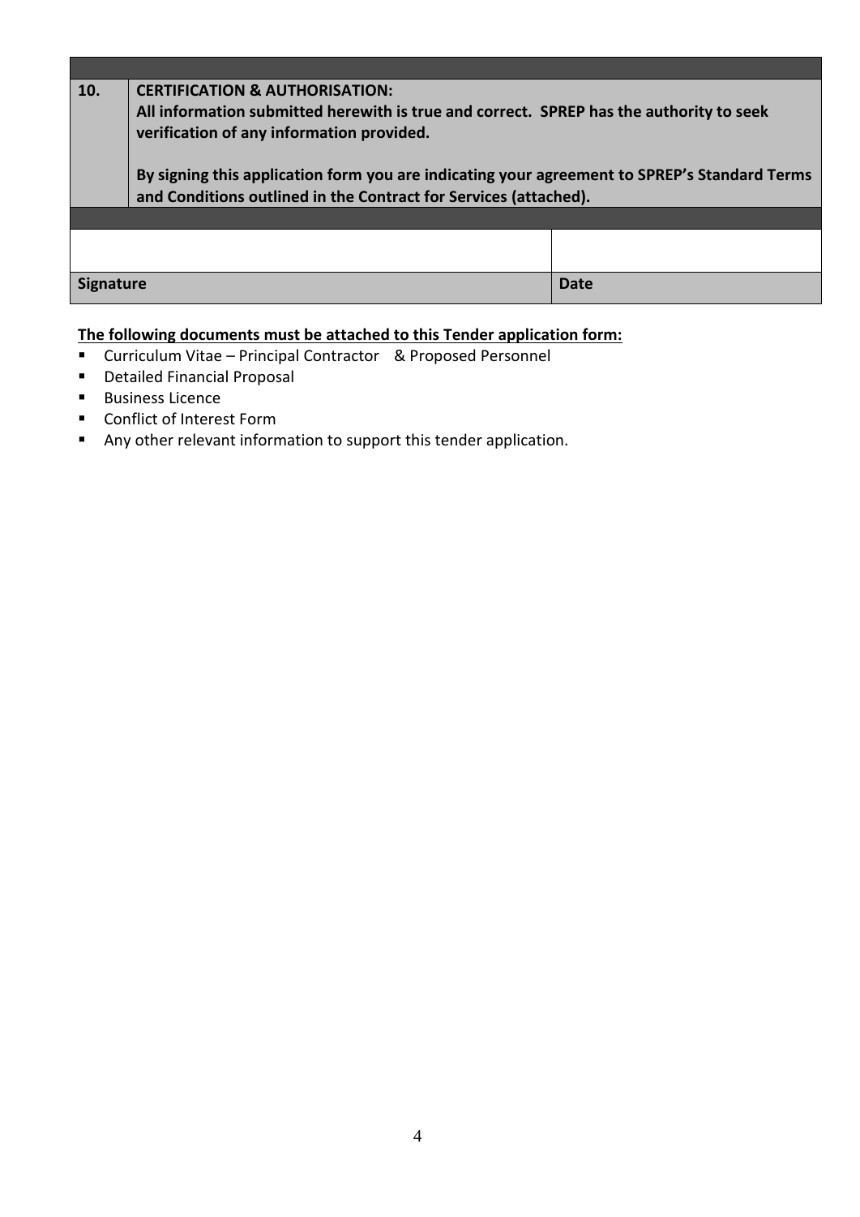| 10. | **CERTIFICATION & AUTHORISATION:**<br>**All information submitted herewith is true and correct. SPREP has the authority to seek verification of any information provided.**<br><br>**By signing this application form you are indicating your agreement to SPREP's Standard Terms and Conditions outlined in the Contract for Services (attached).** |
|---|---|

| | |
|---|---|
| | |
| **Signature** | **Date** |

**The following documents must be attached to this Tender application form:**

- Curriculum Vitae – Principal Contractor & Proposed Personnel
- Detailed Financial Proposal
- Business Licence
- Conflict of Interest Form
- Any other relevant information to support this tender application.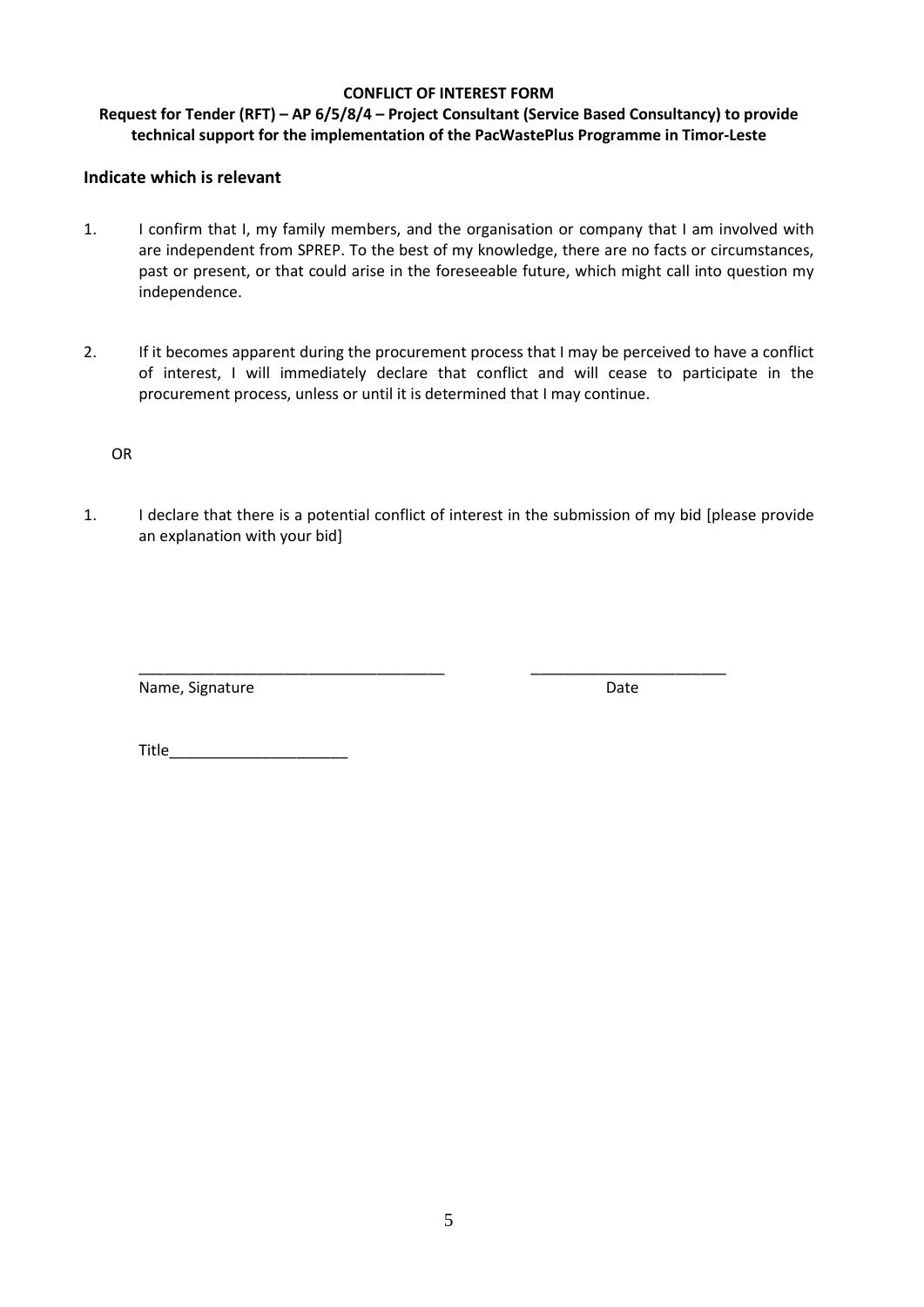**CONFLICT OF INTEREST FORM**

**Request for Tender (RFT) – AP 6/5/8/4 – Project Consultant (Service Based Consultancy) to provide technical support for the implementation of the PacWastePlus Programme in Timor-Leste**

## Indicate which is relevant

1. I confirm that I, my family members, and the organisation or company that I am involved with are independent from SPREP. To the best of my knowledge, there are no facts or circumstances, past or present, or that could arise in the foreseeable future, which might call into question my independence.

2. If it becomes apparent during the procurement process that I may be perceived to have a conflict of interest, I will immediately declare that conflict and will cease to participate in the procurement process, unless or until it is determined that I may continue.

OR

1. I declare that there is a potential conflict of interest in the submission of my bid [please provide an explanation with your bid]

____________________________________ ________________________

Name, Signature Date

Title_____________________